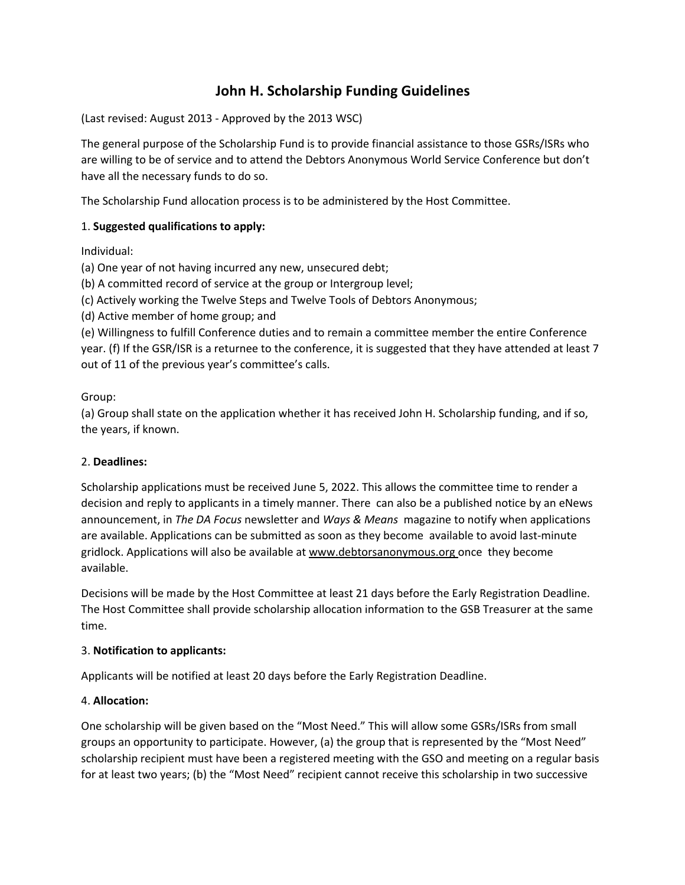# John H. Scholarship Funding Guidelines

(Last revised: August 2013 - Approved by the 2013 WSC)

The general purpose of the Scholarship Fund is to provide financial assistance to those GSRs/ISRs who are willing to be of service and to attend the Debtors Anonymous World Service Conference but don't have all the necessary funds to do so.

The Scholarship Fund allocation process is to be administered by the Host Committee.

1. **Suggested qualifications to apply:**

Individual:
(a) One year of not having incurred any new, unsecured debt;
(b) A committed record of service at the group or Intergroup level;
(c) Actively working the Twelve Steps and Twelve Tools of Debtors Anonymous;
(d) Active member of home group; and
(e) Willingness to fulfill Conference duties and to remain a committee member the entire Conference year. (f) If the GSR/ISR is a returnee to the conference, it is suggested that they have attended at least 7 out of 11 of the previous year's committee's calls.

Group:
(a) Group shall state on the application whether it has received John H. Scholarship funding, and if so, the years, if known.

2. **Deadlines:**

Scholarship applications must be received June 5, 2022. This allows the committee time to render a decision and reply to applicants in a timely manner. There can also be a published notice by an eNews announcement, in *The DA Focus* newsletter and *Ways & Means* magazine to notify when applications are available. Applications can be submitted as soon as they become available to avoid last-minute gridlock. Applications will also be available at www.debtorsanonymous.org once they become available.

Decisions will be made by the Host Committee at least 21 days before the Early Registration Deadline. The Host Committee shall provide scholarship allocation information to the GSB Treasurer at the same time.

3. **Notification to applicants:**

Applicants will be notified at least 20 days before the Early Registration Deadline.

4. **Allocation:**

One scholarship will be given based on the "Most Need." This will allow some GSRs/ISRs from small groups an opportunity to participate. However, (a) the group that is represented by the "Most Need" scholarship recipient must have been a registered meeting with the GSO and meeting on a regular basis for at least two years; (b) the "Most Need" recipient cannot receive this scholarship in two successive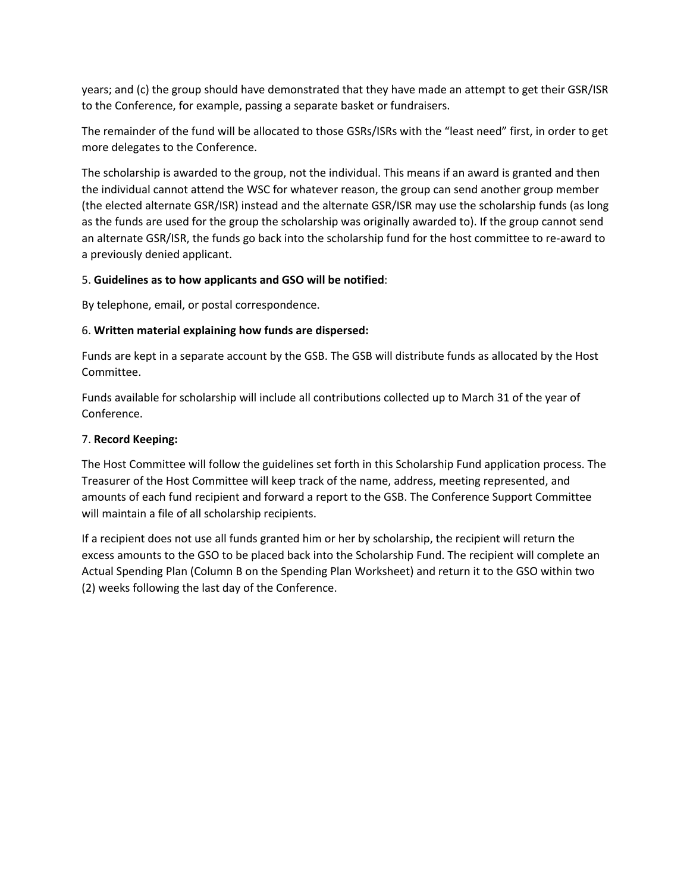years; and (c) the group should have demonstrated that they have made an attempt to get their GSR/ISR to the Conference, for example, passing a separate basket or fundraisers.

The remainder of the fund will be allocated to those GSRs/ISRs with the "least need" first, in order to get more delegates to the Conference.

The scholarship is awarded to the group, not the individual. This means if an award is granted and then the individual cannot attend the WSC for whatever reason, the group can send another group member (the elected alternate GSR/ISR) instead and the alternate GSR/ISR may use the scholarship funds (as long as the funds are used for the group the scholarship was originally awarded to). If the group cannot send an alternate GSR/ISR, the funds go back into the scholarship fund for the host committee to re-award to a previously denied applicant.

5. **Guidelines as to how applicants and GSO will be notified**:

By telephone, email, or postal correspondence.

6. **Written material explaining how funds are dispersed:**

Funds are kept in a separate account by the GSB. The GSB will distribute funds as allocated by the Host Committee.

Funds available for scholarship will include all contributions collected up to March 31 of the year of Conference.

7. **Record Keeping:**

The Host Committee will follow the guidelines set forth in this Scholarship Fund application process. The Treasurer of the Host Committee will keep track of the name, address, meeting represented, and amounts of each fund recipient and forward a report to the GSB. The Conference Support Committee will maintain a file of all scholarship recipients.

If a recipient does not use all funds granted him or her by scholarship, the recipient will return the excess amounts to the GSO to be placed back into the Scholarship Fund. The recipient will complete an Actual Spending Plan (Column B on the Spending Plan Worksheet) and return it to the GSO within two (2) weeks following the last day of the Conference.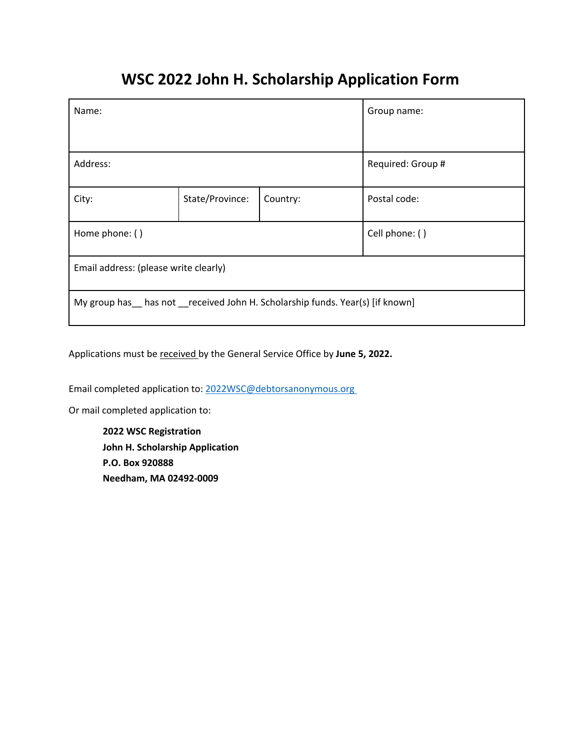# WSC 2022 John H. Scholarship Application Form

| Name: | | | Group name: |
|---|---|---|---|
| Address: | | | Required: Group # |
| City: | State/Province: | Country: | Postal code: |
| Home phone: ( ) | | | Cell phone: ( ) |
| Email address: (please write clearly) | | | |
| My group has__ has not __received John H. Scholarship funds. Year(s) [if known] | | | |

Applications must be received by the General Service Office by **June 5, 2022.**

Email completed application to: 2022WSC@debtorsanonymous.org

Or mail completed application to:

**2022 WSC Registration**
**John H. Scholarship Application**
**P.O. Box 920888**
**Needham, MA 02492-0009**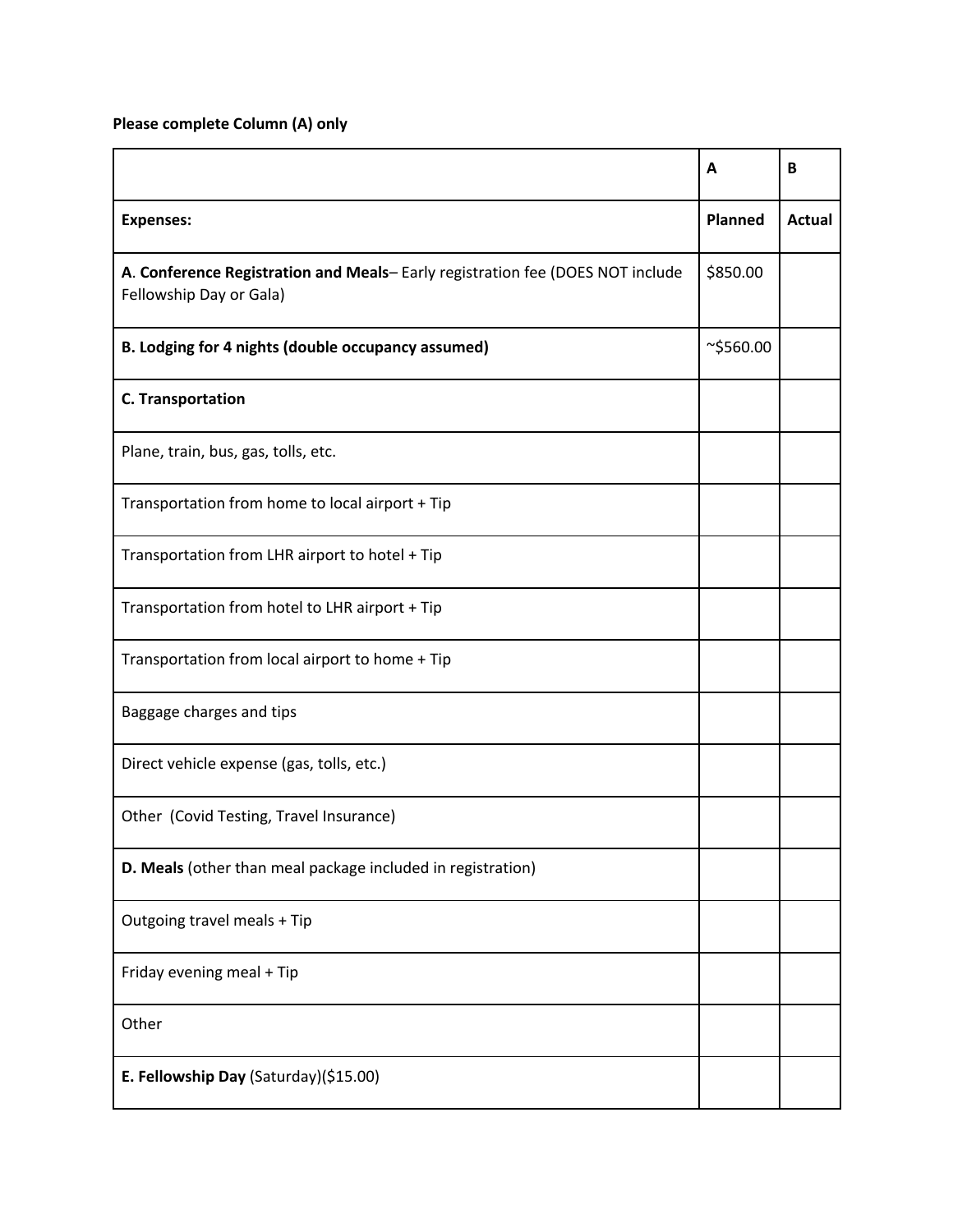**Please complete Column (A) only**

| | A | B |
|---|---|---|
| **Expenses:** | **Planned** | **Actual** |
| **A**. **Conference Registration and Meals**– Early registration fee (DOES NOT include Fellowship Day or Gala) | $850.00 | |
| **B. Lodging for 4 nights (double occupancy assumed)** | ~$560.00 | |
| **C. Transportation** | | |
| Plane, train, bus, gas, tolls, etc. | | |
| Transportation from home to local airport + Tip | | |
| Transportation from LHR airport to hotel + Tip | | |
| Transportation from hotel to LHR airport + Tip | | |
| Transportation from local airport to home + Tip | | |
| Baggage charges and tips | | |
| Direct vehicle expense (gas, tolls, etc.) | | |
| Other (Covid Testing, Travel Insurance) | | |
| **D. Meals** (other than meal package included in registration) | | |
| Outgoing travel meals + Tip | | |
| Friday evening meal + Tip | | |
| Other | | |
| **E. Fellowship Day** (Saturday)($15.00) | | |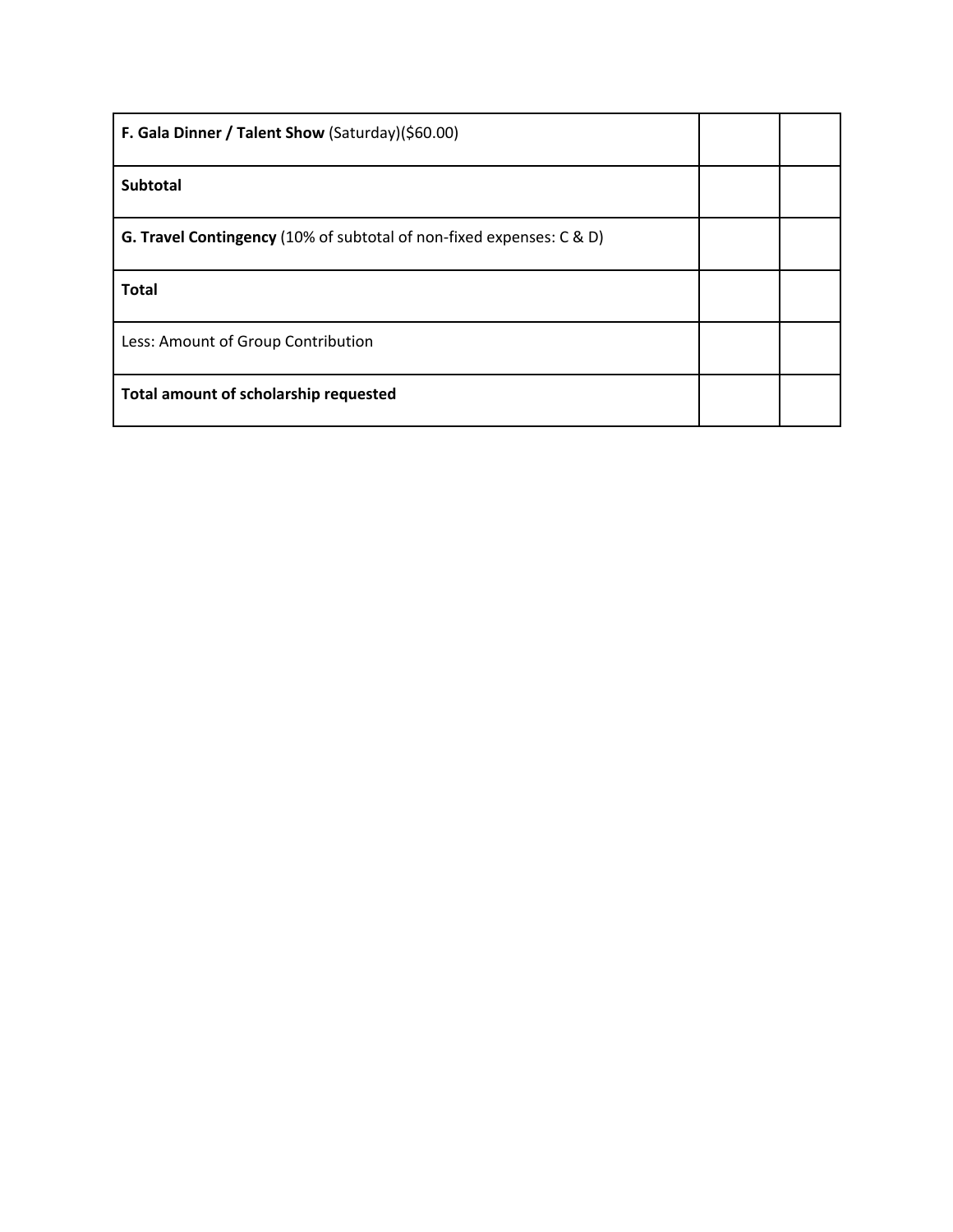| | | |
|---|---|---|
| **F. Gala Dinner / Talent Show** (Saturday)($60.00) | | |
| **Subtotal** | | |
| **G. Travel Contingency** (10% of subtotal of non-fixed expenses: C & D) | | |
| **Total** | | |
| Less: Amount of Group Contribution | | |
| **Total amount of scholarship requested** | | |